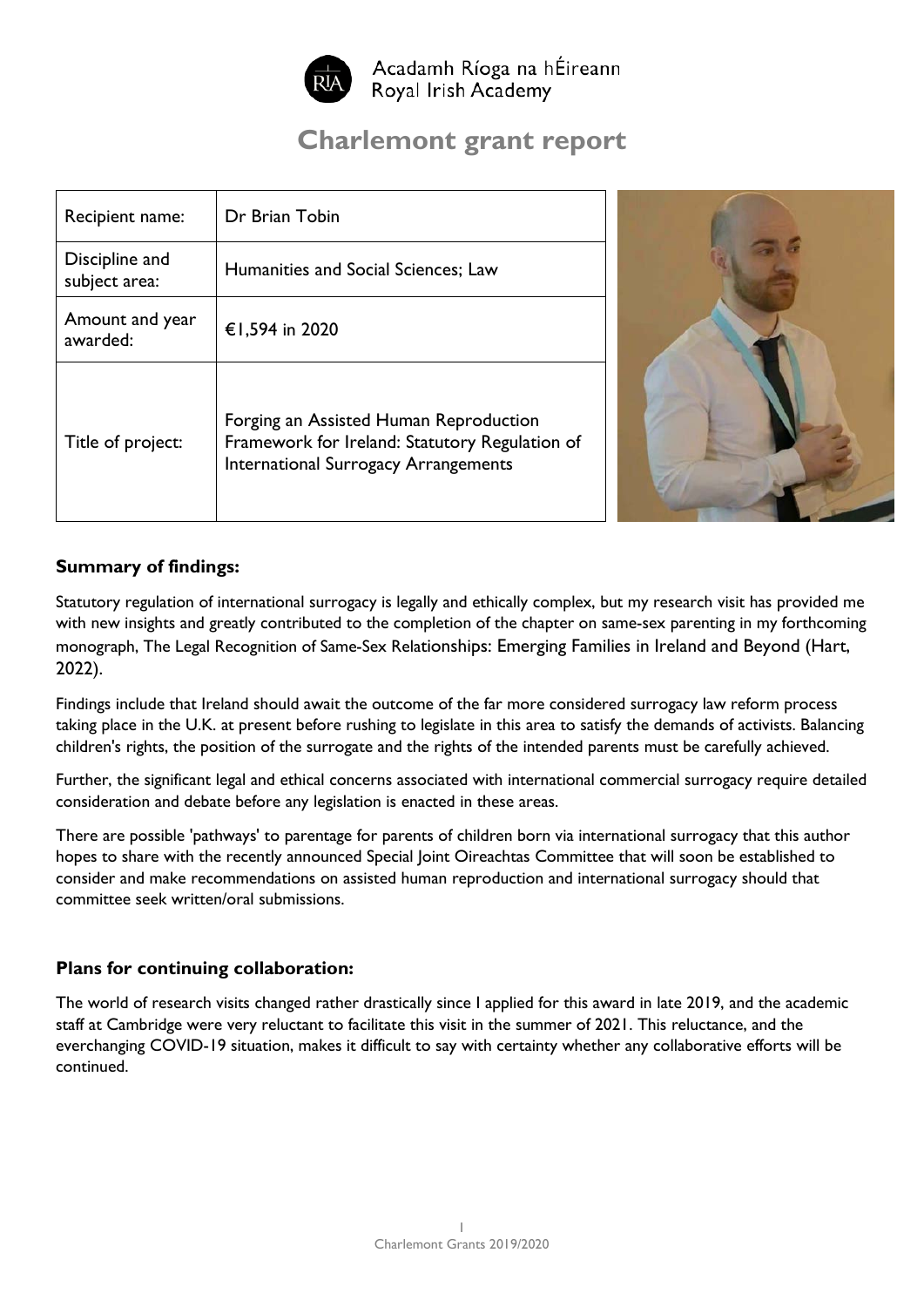Acadamh Ríoga na hÉireann
Royal Irish Academy

# Charlemont grant report

| | |
|---|---|
| Recipient name: | Dr Brian Tobin |
| Discipline and subject area: | Humanities and Social Sciences; Law |
| Amount and year awarded: | €1,594 in 2020 |
| Title of project: | Forging an Assisted Human Reproduction Framework for Ireland: Statutory Regulation of International Surrogacy Arrangements |

## Summary of findings:

Statutory regulation of international surrogacy is legally and ethically complex, but my research visit has provided me with new insights and greatly contributed to the completion of the chapter on same-sex parenting in my forthcoming monograph, The Legal Recognition of Same-Sex Relationships: Emerging Families in Ireland and Beyond (Hart, 2022).

Findings include that Ireland should await the outcome of the far more considered surrogacy law reform process taking place in the U.K. at present before rushing to legislate in this area to satisfy the demands of activists. Balancing children's rights, the position of the surrogate and the rights of the intended parents must be carefully achieved.

Further, the significant legal and ethical concerns associated with international commercial surrogacy require detailed consideration and debate before any legislation is enacted in these areas.

There are possible 'pathways' to parentage for parents of children born via international surrogacy that this author hopes to share with the recently announced Special Joint Oireachtas Committee that will soon be established to consider and make recommendations on assisted human reproduction and international surrogacy should that committee seek written/oral submissions.

## Plans for continuing collaboration:

The world of research visits changed rather drastically since I applied for this award in late 2019, and the academic staff at Cambridge were very reluctant to facilitate this visit in the summer of 2021. This reluctance, and the everchanging COVID-19 situation, makes it difficult to say with certainty whether any collaborative efforts will be continued.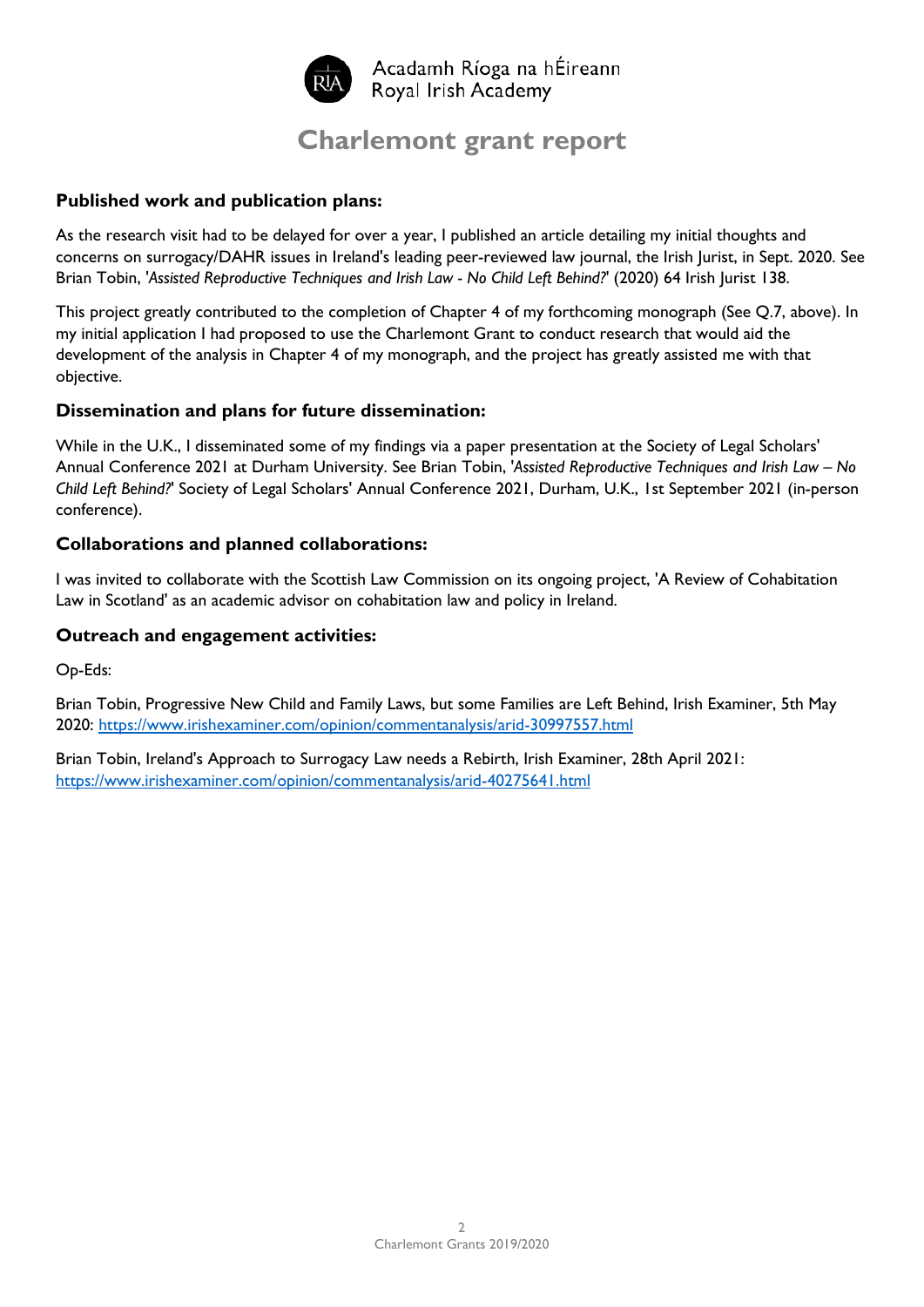Acadamh Ríoga na hÉireann
Royal Irish Academy

# Charlemont grant report

### Published work and publication plans:

As the research visit had to be delayed for over a year, I published an article detailing my initial thoughts and concerns on surrogacy/DAHR issues in Ireland's leading peer-reviewed law journal, the Irish Jurist, in Sept. 2020. See Brian Tobin, '*Assisted Reproductive Techniques and Irish Law - No Child Left Behind?*' (2020) 64 Irish Jurist 138.

This project greatly contributed to the completion of Chapter 4 of my forthcoming monograph (See Q.7, above). In my initial application I had proposed to use the Charlemont Grant to conduct research that would aid the development of the analysis in Chapter 4 of my monograph, and the project has greatly assisted me with that objective.

### Dissemination and plans for future dissemination:

While in the U.K., I disseminated some of my findings via a paper presentation at the Society of Legal Scholars' Annual Conference 2021 at Durham University. See Brian Tobin, '*Assisted Reproductive Techniques and Irish Law – No Child Left Behind?*' Society of Legal Scholars' Annual Conference 2021, Durham, U.K., 1st September 2021 (in-person conference).

### Collaborations and planned collaborations:

I was invited to collaborate with the Scottish Law Commission on its ongoing project, 'A Review of Cohabitation Law in Scotland' as an academic advisor on cohabitation law and policy in Ireland.

### Outreach and engagement activities:

Op-Eds:

Brian Tobin, Progressive New Child and Family Laws, but some Families are Left Behind, Irish Examiner, 5th May 2020: https://www.irishexaminer.com/opinion/commentanalysis/arid-30997557.html

Brian Tobin, Ireland's Approach to Surrogacy Law needs a Rebirth, Irish Examiner, 28th April 2021: https://www.irishexaminer.com/opinion/commentanalysis/arid-40275641.html